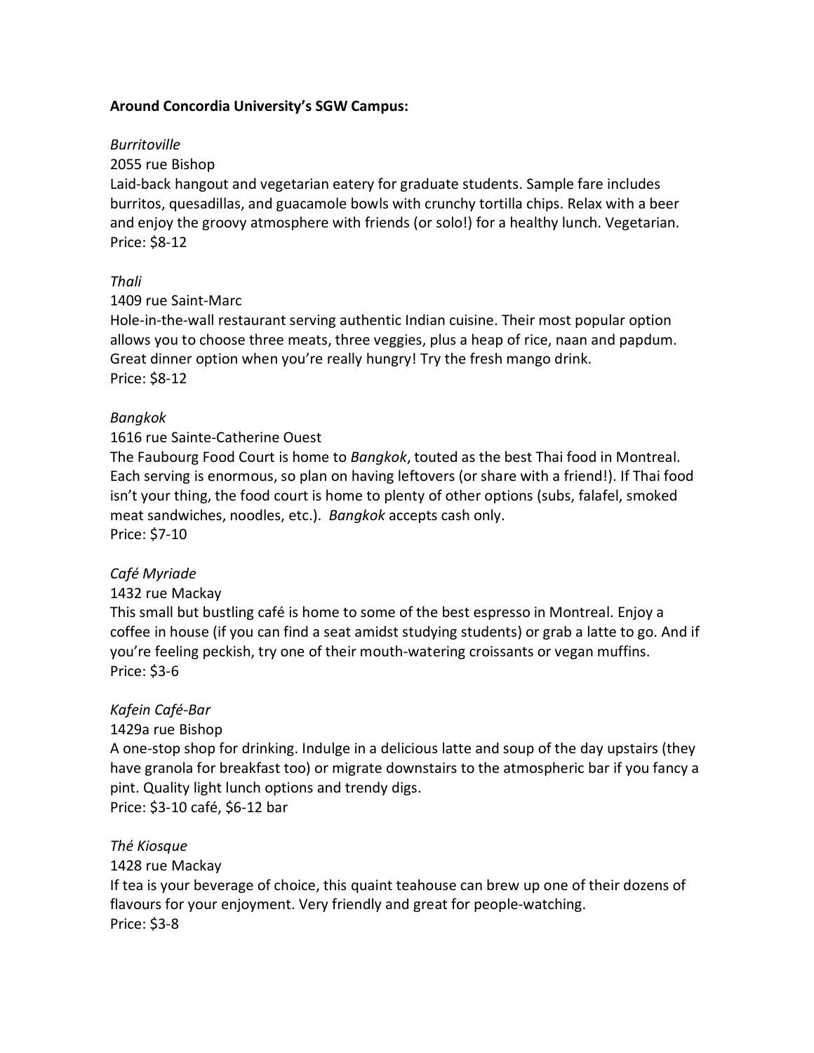**Around Concordia University's SGW Campus:**

*Burritoville*
2055 rue Bishop
Laid-back hangout and vegetarian eatery for graduate students. Sample fare includes burritos, quesadillas, and guacamole bowls with crunchy tortilla chips. Relax with a beer and enjoy the groovy atmosphere with friends (or solo!) for a healthy lunch. Vegetarian.
Price: $8-12

*Thali*
1409 rue Saint-Marc
Hole-in-the-wall restaurant serving authentic Indian cuisine. Their most popular option allows you to choose three meats, three veggies, plus a heap of rice, naan and papdum. Great dinner option when you're really hungry! Try the fresh mango drink.
Price: $8-12

*Bangkok*
1616 rue Sainte-Catherine Ouest
The Faubourg Food Court is home to *Bangkok*, touted as the best Thai food in Montreal. Each serving is enormous, so plan on having leftovers (or share with a friend!). If Thai food isn't your thing, the food court is home to plenty of other options (subs, falafel, smoked meat sandwiches, noodles, etc.). *Bangkok* accepts cash only.
Price: $7-10

*Café Myriade*
1432 rue Mackay
This small but bustling café is home to some of the best espresso in Montreal. Enjoy a coffee in house (if you can find a seat amidst studying students) or grab a latte to go. And if you're feeling peckish, try one of their mouth-watering croissants or vegan muffins.
Price: $3-6

*Kafein Café-Bar*
1429a rue Bishop
A one-stop shop for drinking. Indulge in a delicious latte and soup of the day upstairs (they have granola for breakfast too) or migrate downstairs to the atmospheric bar if you fancy a pint. Quality light lunch options and trendy digs.
Price: $3-10 café, $6-12 bar

*Thé Kiosque*
1428 rue Mackay
If tea is your beverage of choice, this quaint teahouse can brew up one of their dozens of flavours for your enjoyment. Very friendly and great for people-watching.
Price: $3-8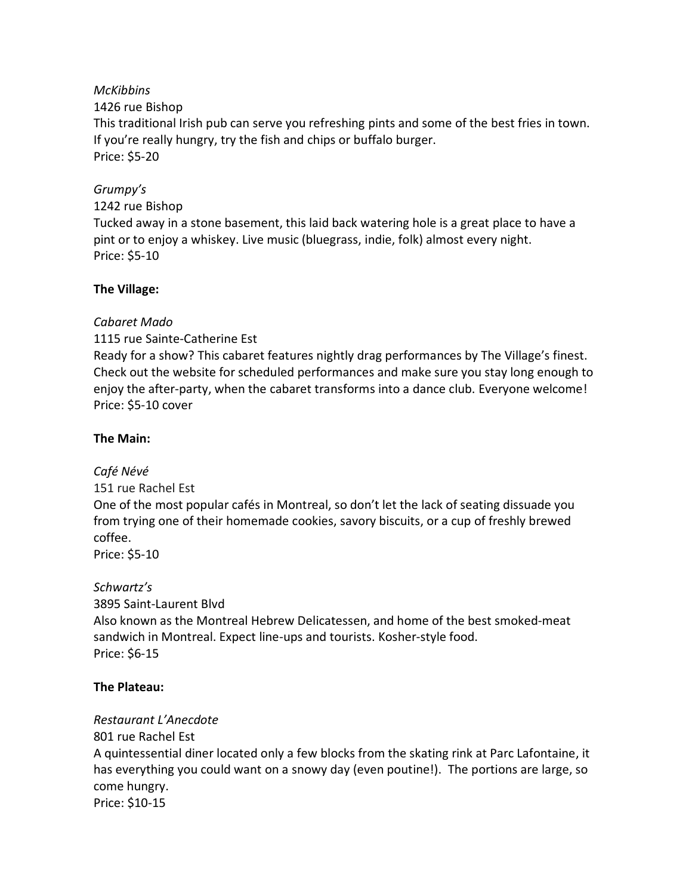*McKibbins*
1426 rue Bishop
This traditional Irish pub can serve you refreshing pints and some of the best fries in town. If you're really hungry, try the fish and chips or buffalo burger.
Price: $5-20

*Grumpy's*
1242 rue Bishop
Tucked away in a stone basement, this laid back watering hole is a great place to have a pint or to enjoy a whiskey. Live music (bluegrass, indie, folk) almost every night.
Price: $5-10

**The Village:**

*Cabaret Mado*
1115 rue Sainte-Catherine Est
Ready for a show? This cabaret features nightly drag performances by The Village's finest. Check out the website for scheduled performances and make sure you stay long enough to enjoy the after-party, when the cabaret transforms into a dance club. Everyone welcome!
Price: $5-10 cover

**The Main:**

*Café Névé*
151 rue Rachel Est
One of the most popular cafés in Montreal, so don't let the lack of seating dissuade you from trying one of their homemade cookies, savory biscuits, or a cup of freshly brewed coffee.
Price: $5-10

*Schwartz's*
3895 Saint-Laurent Blvd
Also known as the Montreal Hebrew Delicatessen, and home of the best smoked-meat sandwich in Montreal. Expect line-ups and tourists. Kosher-style food.
Price: $6-15

**The Plateau:**

*Restaurant L'Anecdote*
801 rue Rachel Est
A quintessential diner located only a few blocks from the skating rink at Parc Lafontaine, it has everything you could want on a snowy day (even poutine!). The portions are large, so come hungry.
Price: $10-15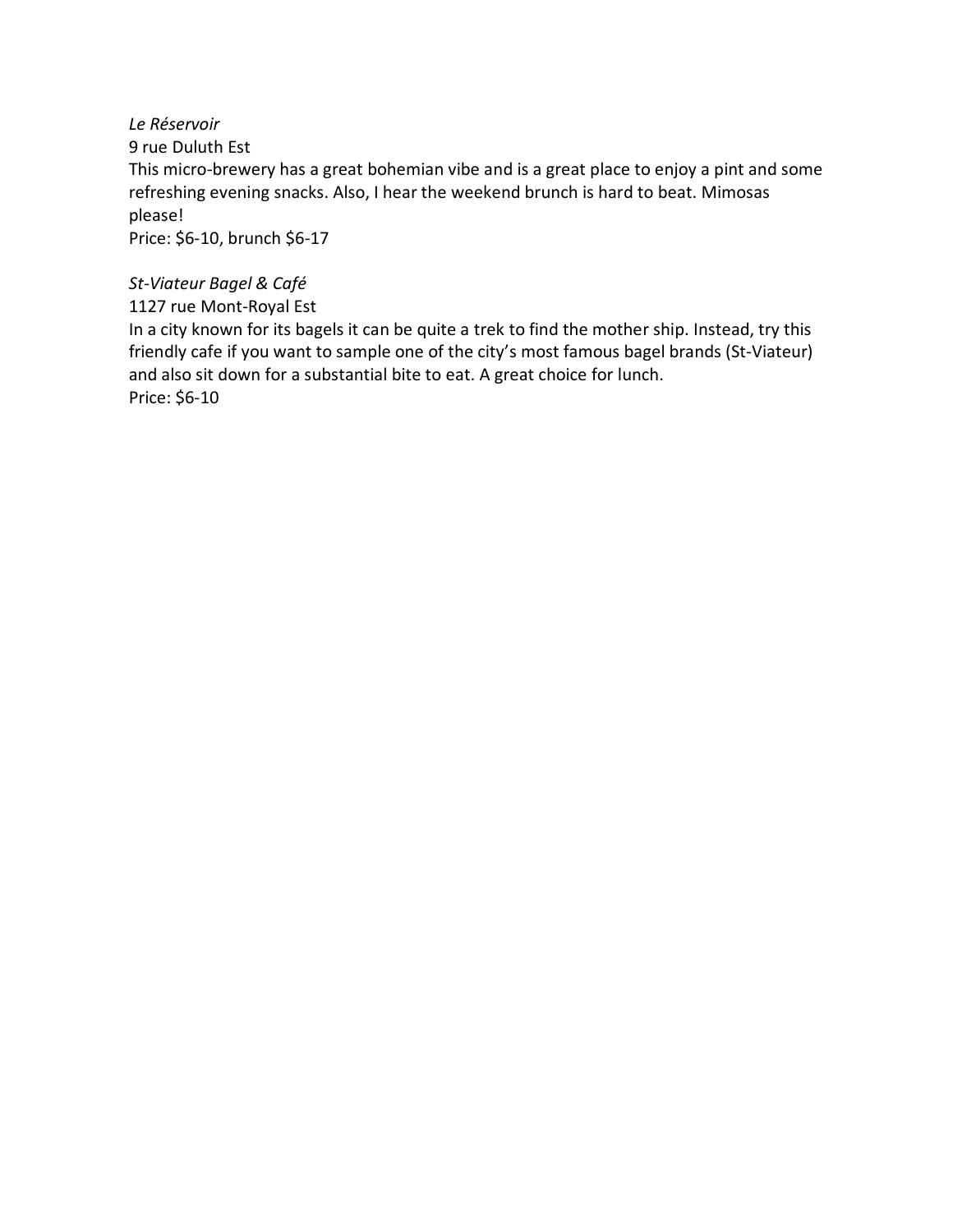*Le Réservoir*
9 rue Duluth Est
This micro-brewery has a great bohemian vibe and is a great place to enjoy a pint and some refreshing evening snacks. Also, I hear the weekend brunch is hard to beat. Mimosas please!
Price: $6-10, brunch $6-17

*St-Viateur Bagel & Café*
1127 rue Mont-Royal Est
In a city known for its bagels it can be quite a trek to find the mother ship. Instead, try this friendly cafe if you want to sample one of the city's most famous bagel brands (St-Viateur) and also sit down for a substantial bite to eat. A great choice for lunch.
Price: $6-10